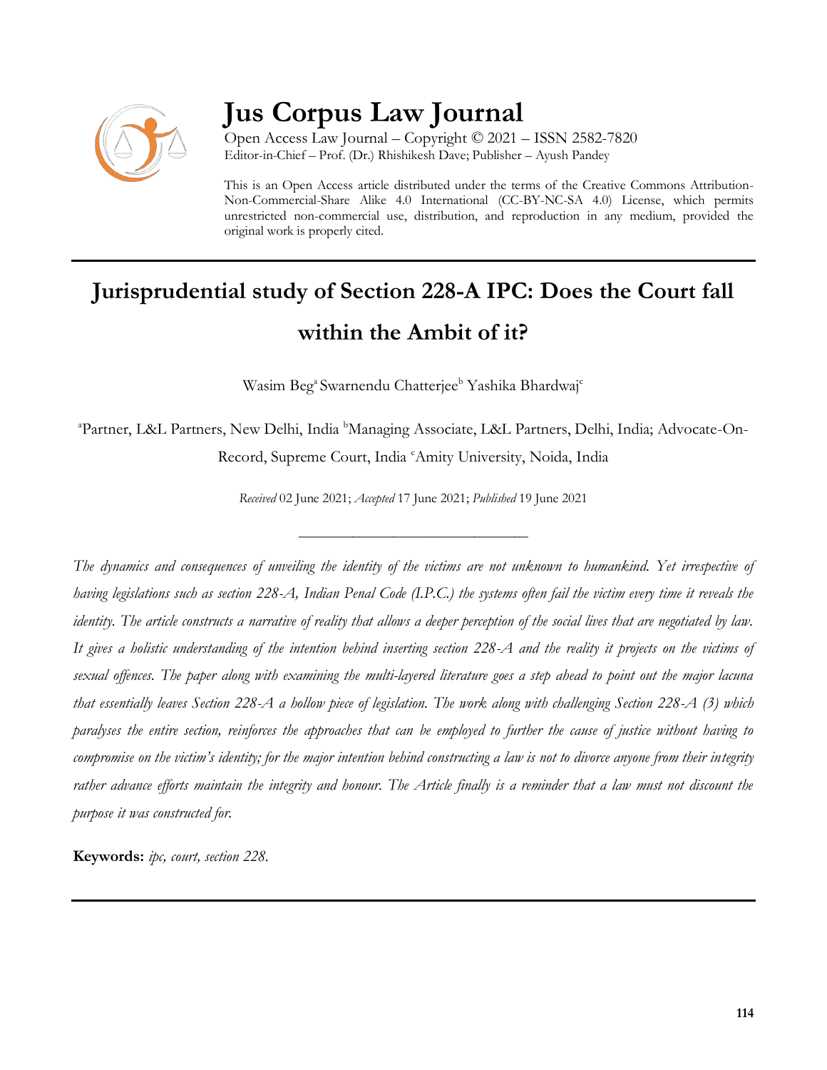# Jus Corpus Law Journal

Open Access Law Journal – Copyright © 2021 – ISSN 2582-7820
Editor-in-Chief – Prof. (Dr.) Rhishikesh Dave; Publisher – Ayush Pandey

This is an Open Access article distributed under the terms of the Creative Commons Attribution-Non-Commercial-Share Alike 4.0 International (CC-BY-NC-SA 4.0) License, which permits unrestricted non-commercial use, distribution, and reproduction in any medium, provided the original work is properly cited.

---

## Jurisprudential study of Section 228-A IPC: Does the Court fall within the Ambit of it?

Wasim Beg[a] Swarnendu Chatterjee[b] Yashika Bhardwaj[c]

[a]Partner, L&L Partners, New Delhi, India [b]Managing Associate, L&L Partners, Delhi, India; Advocate-On-Record, Supreme Court, India [c]Amity University, Noida, India

*Received* 02 June 2021; *Accepted* 17 June 2021; *Published* 19 June 2021

---

*The dynamics and consequences of unveiling the identity of the victims are not unknown to humankind. Yet irrespective of having legislations such as section 228-A, Indian Penal Code (I.P.C.) the systems often fail the victim every time it reveals the identity. The article constructs a narrative of reality that allows a deeper perception of the social lives that are negotiated by law. It gives a holistic understanding of the intention behind inserting section 228-A and the reality it projects on the victims of sexual offences. The paper along with examining the multi-layered literature goes a step ahead to point out the major lacuna that essentially leaves Section 228-A a hollow piece of legislation. The work along with challenging Section 228-A (3) which paralyses the entire section, reinforces the approaches that can be employed to further the cause of justice without having to compromise on the victim's identity; for the major intention behind constructing a law is not to divorce anyone from their integrity rather advance efforts maintain the integrity and honour. The Article finally is a reminder that a law must not discount the purpose it was constructed for.*

**Keywords:** *ipc, court, section 228.*

---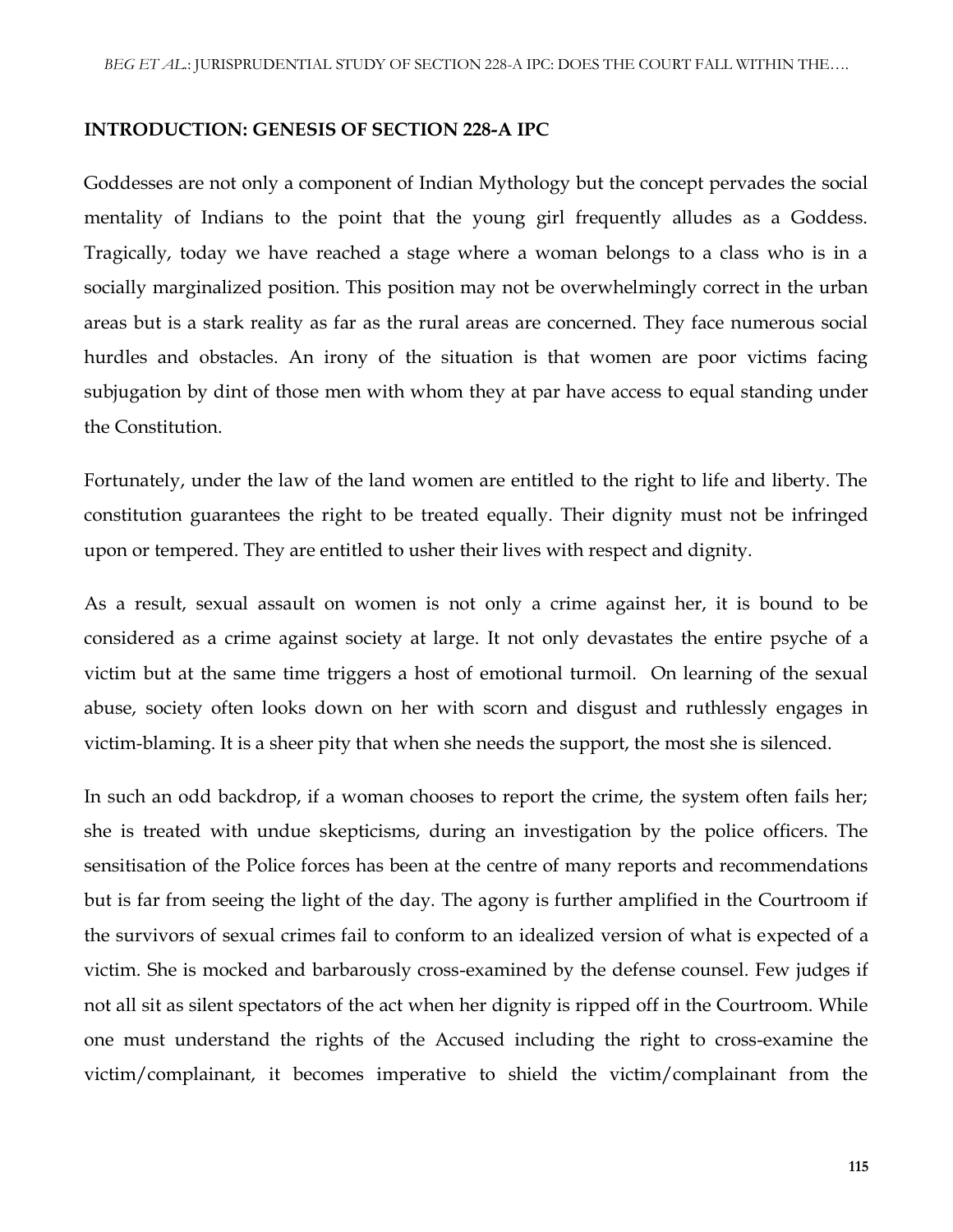## INTRODUCTION: GENESIS OF SECTION 228-A IPC

Goddesses are not only a component of Indian Mythology but the concept pervades the social mentality of Indians to the point that the young girl frequently alludes as a Goddess. Tragically, today we have reached a stage where a woman belongs to a class who is in a socially marginalized position. This position may not be overwhelmingly correct in the urban areas but is a stark reality as far as the rural areas are concerned. They face numerous social hurdles and obstacles. An irony of the situation is that women are poor victims facing subjugation by dint of those men with whom they at par have access to equal standing under the Constitution.

Fortunately, under the law of the land women are entitled to the right to life and liberty. The constitution guarantees the right to be treated equally. Their dignity must not be infringed upon or tempered. They are entitled to usher their lives with respect and dignity.

As a result, sexual assault on women is not only a crime against her, it is bound to be considered as a crime against society at large. It not only devastates the entire psyche of a victim but at the same time triggers a host of emotional turmoil. On learning of the sexual abuse, society often looks down on her with scorn and disgust and ruthlessly engages in victim-blaming. It is a sheer pity that when she needs the support, the most she is silenced.

In such an odd backdrop, if a woman chooses to report the crime, the system often fails her; she is treated with undue skepticisms, during an investigation by the police officers. The sensitisation of the Police forces has been at the centre of many reports and recommendations but is far from seeing the light of the day. The agony is further amplified in the Courtroom if the survivors of sexual crimes fail to conform to an idealized version of what is expected of a victim. She is mocked and barbarously cross-examined by the defense counsel. Few judges if not all sit as silent spectators of the act when her dignity is ripped off in the Courtroom. While one must understand the rights of the Accused including the right to cross-examine the victim/complainant, it becomes imperative to shield the victim/complainant from the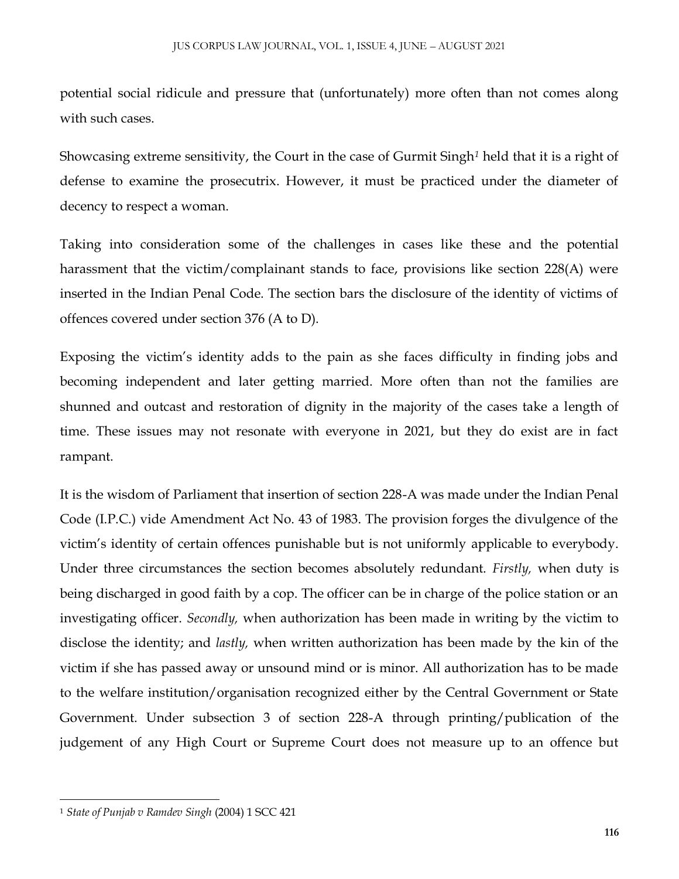potential social ridicule and pressure that (unfortunately) more often than not comes along with such cases.

Showcasing extreme sensitivity, the Court in the case of Gurmit Singh[1] held that it is a right of defense to examine the prosecutrix. However, it must be practiced under the diameter of decency to respect a woman.

Taking into consideration some of the challenges in cases like these and the potential harassment that the victim/complainant stands to face, provisions like section 228(A) were inserted in the Indian Penal Code. The section bars the disclosure of the identity of victims of offences covered under section 376 (A to D).

Exposing the victim's identity adds to the pain as she faces difficulty in finding jobs and becoming independent and later getting married. More often than not the families are shunned and outcast and restoration of dignity in the majority of the cases take a length of time. These issues may not resonate with everyone in 2021, but they do exist are in fact rampant.

It is the wisdom of Parliament that insertion of section 228-A was made under the Indian Penal Code (I.P.C.) vide Amendment Act No. 43 of 1983. The provision forges the divulgence of the victim's identity of certain offences punishable but is not uniformly applicable to everybody. Under three circumstances the section becomes absolutely redundant. *Firstly,* when duty is being discharged in good faith by a cop. The officer can be in charge of the police station or an investigating officer. *Secondly,* when authorization has been made in writing by the victim to disclose the identity; and *lastly,* when written authorization has been made by the kin of the victim if she has passed away or unsound mind or is minor. All authorization has to be made to the welfare institution/organisation recognized either by the Central Government or State Government. Under subsection 3 of section 228-A through printing/publication of the judgement of any High Court or Supreme Court does not measure up to an offence but

[1] *State of Punjab v Ramdev Singh* (2004) 1 SCC 421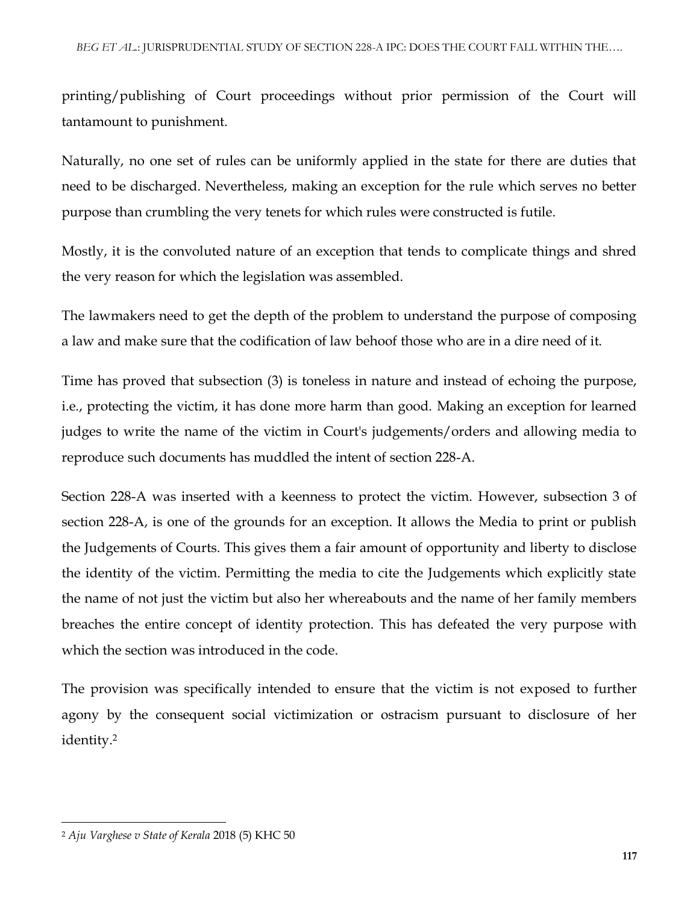printing/publishing of Court proceedings without prior permission of the Court will tantamount to punishment.

Naturally, no one set of rules can be uniformly applied in the state for there are duties that need to be discharged. Nevertheless, making an exception for the rule which serves no better purpose than crumbling the very tenets for which rules were constructed is futile.

Mostly, it is the convoluted nature of an exception that tends to complicate things and shred the very reason for which the legislation was assembled.

The lawmakers need to get the depth of the problem to understand the purpose of composing a law and make sure that the codification of law behoof those who are in a dire need of it.

Time has proved that subsection (3) is toneless in nature and instead of echoing the purpose, i.e., protecting the victim, it has done more harm than good. Making an exception for learned judges to write the name of the victim in Court's judgements/orders and allowing media to reproduce such documents has muddled the intent of section 228-A.

Section 228-A was inserted with a keenness to protect the victim. However, subsection 3 of section 228-A, is one of the grounds for an exception. It allows the Media to print or publish the Judgements of Courts. This gives them a fair amount of opportunity and liberty to disclose the identity of the victim. Permitting the media to cite the Judgements which explicitly state the name of not just the victim but also her whereabouts and the name of her family members breaches the entire concept of identity protection. This has defeated the very purpose with which the section was introduced in the code.

The provision was specifically intended to ensure that the victim is not exposed to further agony by the consequent social victimization or ostracism pursuant to disclosure of her identity.[2]

---

[2] *Aju Varghese v State of Kerala* 2018 (5) KHC 50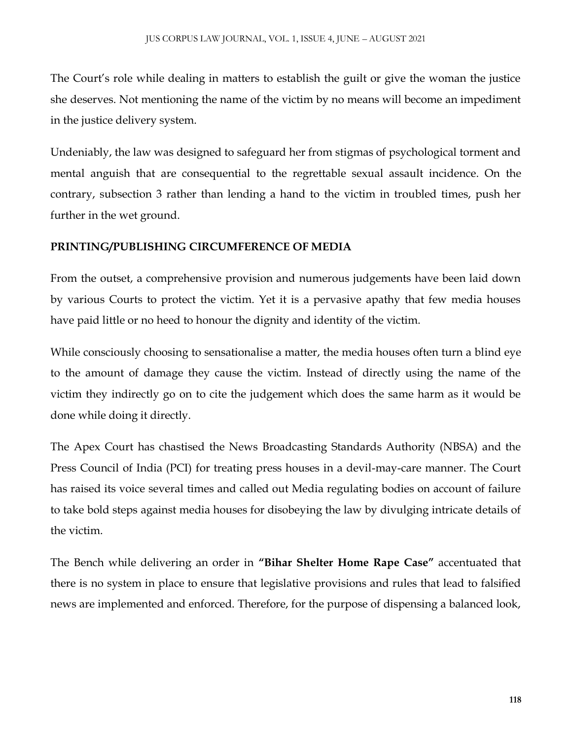The Court's role while dealing in matters to establish the guilt or give the woman the justice she deserves. Not mentioning the name of the victim by no means will become an impediment in the justice delivery system.

Undeniably, the law was designed to safeguard her from stigmas of psychological torment and mental anguish that are consequential to the regrettable sexual assault incidence. On the contrary, subsection 3 rather than lending a hand to the victim in troubled times, push her further in the wet ground.

## PRINTING/PUBLISHING CIRCUMFERENCE OF MEDIA

From the outset, a comprehensive provision and numerous judgements have been laid down by various Courts to protect the victim. Yet it is a pervasive apathy that few media houses have paid little or no heed to honour the dignity and identity of the victim.

While consciously choosing to sensationalise a matter, the media houses often turn a blind eye to the amount of damage they cause the victim. Instead of directly using the name of the victim they indirectly go on to cite the judgement which does the same harm as it would be done while doing it directly.

The Apex Court has chastised the News Broadcasting Standards Authority (NBSA) and the Press Council of India (PCI) for treating press houses in a devil-may-care manner. The Court has raised its voice several times and called out Media regulating bodies on account of failure to take bold steps against media houses for disobeying the law by divulging intricate details of the victim.

The Bench while delivering an order in **"Bihar Shelter Home Rape Case"** accentuated that there is no system in place to ensure that legislative provisions and rules that lead to falsified news are implemented and enforced. Therefore, for the purpose of dispensing a balanced look,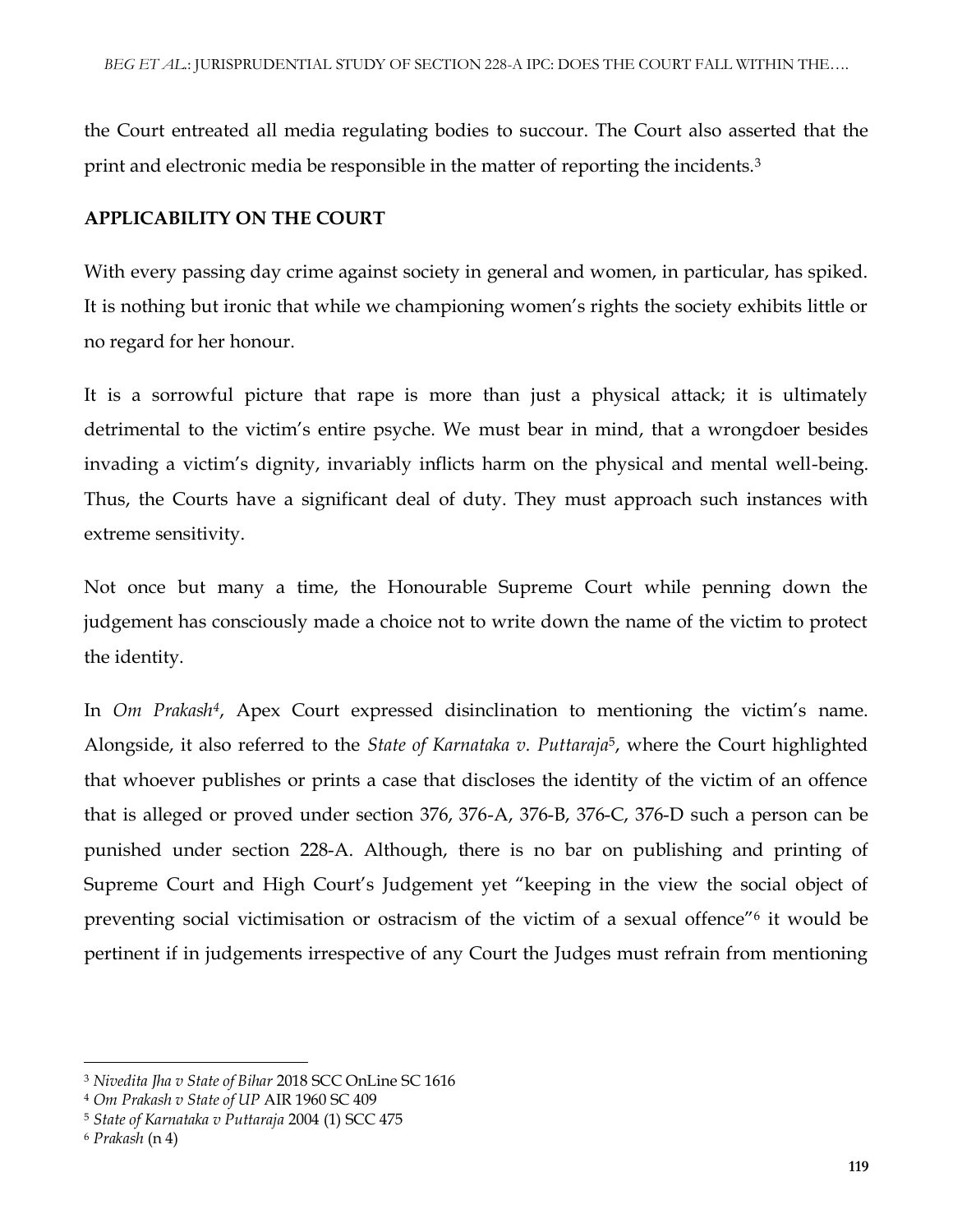the Court entreated all media regulating bodies to succour. The Court also asserted that the print and electronic media be responsible in the matter of reporting the incidents.[3]

**APPLICABILITY ON THE COURT**

With every passing day crime against society in general and women, in particular, has spiked. It is nothing but ironic that while we championing women's rights the society exhibits little or no regard for her honour.

It is a sorrowful picture that rape is more than just a physical attack; it is ultimately detrimental to the victim's entire psyche. We must bear in mind, that a wrongdoer besides invading a victim's dignity, invariably inflicts harm on the physical and mental well-being. Thus, the Courts have a significant deal of duty. They must approach such instances with extreme sensitivity.

Not once but many a time, the Honourable Supreme Court while penning down the judgement has consciously made a choice not to write down the name of the victim to protect the identity.

In *Om Prakash*[4], Apex Court expressed disinclination to mentioning the victim's name. Alongside, it also referred to the *State of Karnataka v. Puttaraja*[5], where the Court highlighted that whoever publishes or prints a case that discloses the identity of the victim of an offence that is alleged or proved under section 376, 376-A, 376-B, 376-C, 376-D such a person can be punished under section 228-A. Although, there is no bar on publishing and printing of Supreme Court and High Court's Judgement yet "keeping in the view the social object of preventing social victimisation or ostracism of the victim of a sexual offence"[6] it would be pertinent if in judgements irrespective of any Court the Judges must refrain from mentioning

---

[3] *Nivedita Jha v State of Bihar* 2018 SCC OnLine SC 1616

[4] *Om Prakash v State of UP* AIR 1960 SC 409

[5] *State of Karnataka v Puttaraja* 2004 (1) SCC 475

[6] *Prakash* (n 4)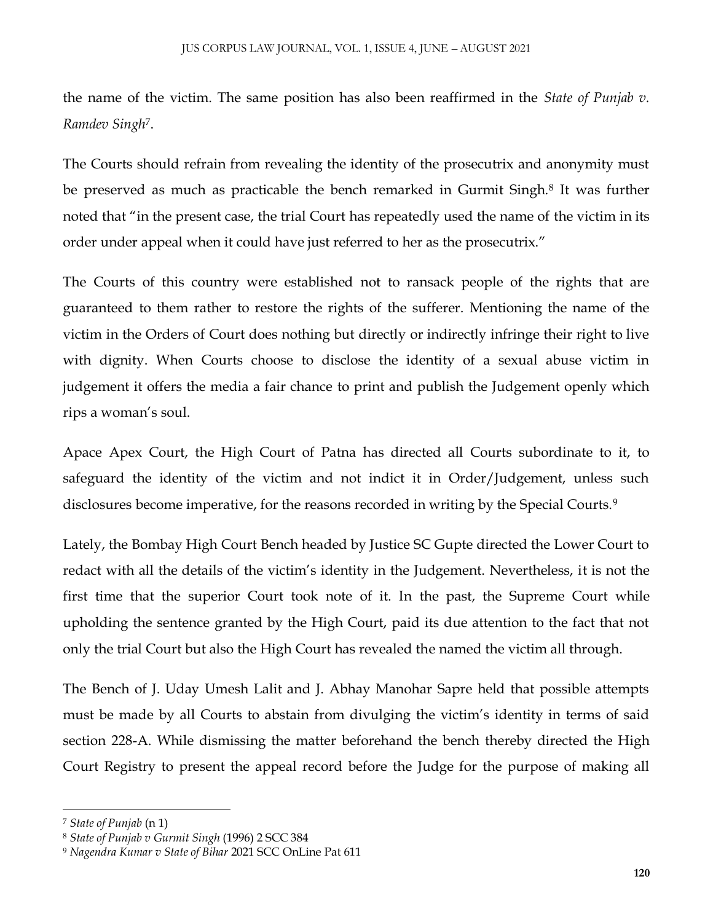the name of the victim. The same position has also been reaffirmed in the *State of Punjab v. Ramdev Singh*[7].

The Courts should refrain from revealing the identity of the prosecutrix and anonymity must be preserved as much as practicable the bench remarked in Gurmit Singh.[8] It was further noted that "in the present case, the trial Court has repeatedly used the name of the victim in its order under appeal when it could have just referred to her as the prosecutrix."

The Courts of this country were established not to ransack people of the rights that are guaranteed to them rather to restore the rights of the sufferer. Mentioning the name of the victim in the Orders of Court does nothing but directly or indirectly infringe their right to live with dignity. When Courts choose to disclose the identity of a sexual abuse victim in judgement it offers the media a fair chance to print and publish the Judgement openly which rips a woman's soul.

Apace Apex Court, the High Court of Patna has directed all Courts subordinate to it, to safeguard the identity of the victim and not indict it in Order/Judgement, unless such disclosures become imperative, for the reasons recorded in writing by the Special Courts.[9]

Lately, the Bombay High Court Bench headed by Justice SC Gupte directed the Lower Court to redact with all the details of the victim's identity in the Judgement. Nevertheless, it is not the first time that the superior Court took note of it. In the past, the Supreme Court while upholding the sentence granted by the High Court, paid its due attention to the fact that not only the trial Court but also the High Court has revealed the named the victim all through.

The Bench of J. Uday Umesh Lalit and J. Abhay Manohar Sapre held that possible attempts must be made by all Courts to abstain from divulging the victim's identity in terms of said section 228-A. While dismissing the matter beforehand the bench thereby directed the High Court Registry to present the appeal record before the Judge for the purpose of making all

---

[7] *State of Punjab* (n 1)

[8] *State of Punjab v Gurmit Singh* (1996) 2 SCC 384

[9] *Nagendra Kumar v State of Bihar* 2021 SCC OnLine Pat 611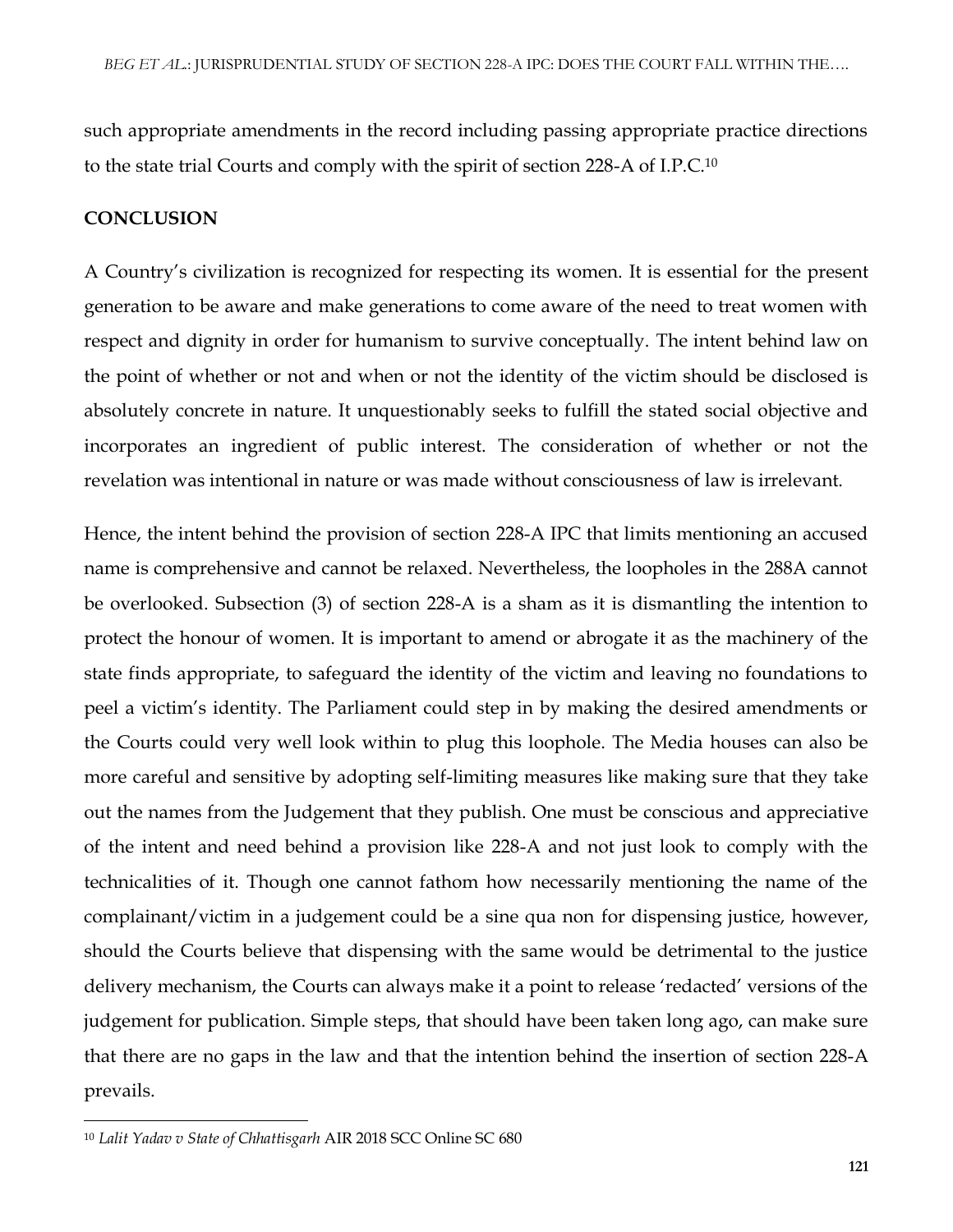such appropriate amendments in the record including passing appropriate practice directions to the state trial Courts and comply with the spirit of section 228-A of I.P.C.[10]

**CONCLUSION**

A Country's civilization is recognized for respecting its women. It is essential for the present generation to be aware and make generations to come aware of the need to treat women with respect and dignity in order for humanism to survive conceptually. The intent behind law on the point of whether or not and when or not the identity of the victim should be disclosed is absolutely concrete in nature. It unquestionably seeks to fulfill the stated social objective and incorporates an ingredient of public interest. The consideration of whether or not the revelation was intentional in nature or was made without consciousness of law is irrelevant.

Hence, the intent behind the provision of section 228-A IPC that limits mentioning an accused name is comprehensive and cannot be relaxed. Nevertheless, the loopholes in the 288A cannot be overlooked. Subsection (3) of section 228-A is a sham as it is dismantling the intention to protect the honour of women. It is important to amend or abrogate it as the machinery of the state finds appropriate, to safeguard the identity of the victim and leaving no foundations to peel a victim's identity. The Parliament could step in by making the desired amendments or the Courts could very well look within to plug this loophole. The Media houses can also be more careful and sensitive by adopting self-limiting measures like making sure that they take out the names from the Judgement that they publish. One must be conscious and appreciative of the intent and need behind a provision like 228-A and not just look to comply with the technicalities of it. Though one cannot fathom how necessarily mentioning the name of the complainant/victim in a judgement could be a sine qua non for dispensing justice, however, should the Courts believe that dispensing with the same would be detrimental to the justice delivery mechanism, the Courts can always make it a point to release 'redacted' versions of the judgement for publication. Simple steps, that should have been taken long ago, can make sure that there are no gaps in the law and that the intention behind the insertion of section 228-A prevails.

---

[10] *Lalit Yadav v State of Chhattisgarh* AIR 2018 SCC Online SC 680